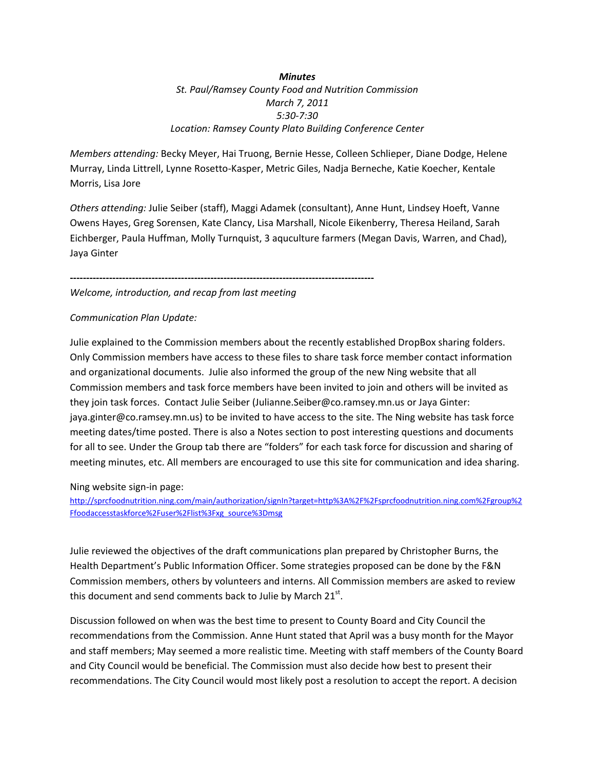***Minutes***

*St. Paul/Ramsey County Food and Nutrition Commission*
*March 7, 2011*
*5:30-7:30*
*Location: Ramsey County Plato Building Conference Center*

*Members attending:* Becky Meyer, Hai Truong, Bernie Hesse, Colleen Schlieper, Diane Dodge, Helene Murray, Linda Littrell, Lynne Rosetto-Kasper, Metric Giles, Nadja Berneche, Katie Koecher, Kentale Morris, Lisa Jore

*Others attending:* Julie Seiber (staff), Maggi Adamek (consultant), Anne Hunt, Lindsey Hoeft, Vanne Owens Hayes, Greg Sorensen, Kate Clancy, Lisa Marshall, Nicole Eikenberry, Theresa Heiland, Sarah Eichberger, Paula Huffman, Molly Turnquist, 3 aquculture farmers (Megan Davis, Warren, and Chad), Jaya Ginter

---

*Welcome, introduction, and recap from last meeting*

*Communication Plan Update:*

Julie explained to the Commission members about the recently established DropBox sharing folders. Only Commission members have access to these files to share task force member contact information and organizational documents. Julie also informed the group of the new Ning website that all Commission members and task force members have been invited to join and others will be invited as they join task forces. Contact Julie Seiber (Julianne.Seiber@co.ramsey.mn.us or Jaya Ginter: jaya.ginter@co.ramsey.mn.us) to be invited to have access to the site. The Ning website has task force meeting dates/time posted. There is also a Notes section to post interesting questions and documents for all to see. Under the Group tab there are "folders" for each task force for discussion and sharing of meeting minutes, etc. All members are encouraged to use this site for communication and idea sharing.

Ning website sign-in page:
http://sprcfoodnutrition.ning.com/main/authorization/signIn?target=http%3A%2F%2Fsprcfoodnutrition.ning.com%2Fgroup%2Ffoodaccesstaskforce%2Fuser%2Flist%3Fxg_source%3Dmsg

Julie reviewed the objectives of the draft communications plan prepared by Christopher Burns, the Health Department's Public Information Officer. Some strategies proposed can be done by the F&N Commission members, others by volunteers and interns. All Commission members are asked to review this document and send comments back to Julie by March 21st.

Discussion followed on when was the best time to present to County Board and City Council the recommendations from the Commission. Anne Hunt stated that April was a busy month for the Mayor and staff members; May seemed a more realistic time. Meeting with staff members of the County Board and City Council would be beneficial. The Commission must also decide how best to present their recommendations. The City Council would most likely post a resolution to accept the report. A decision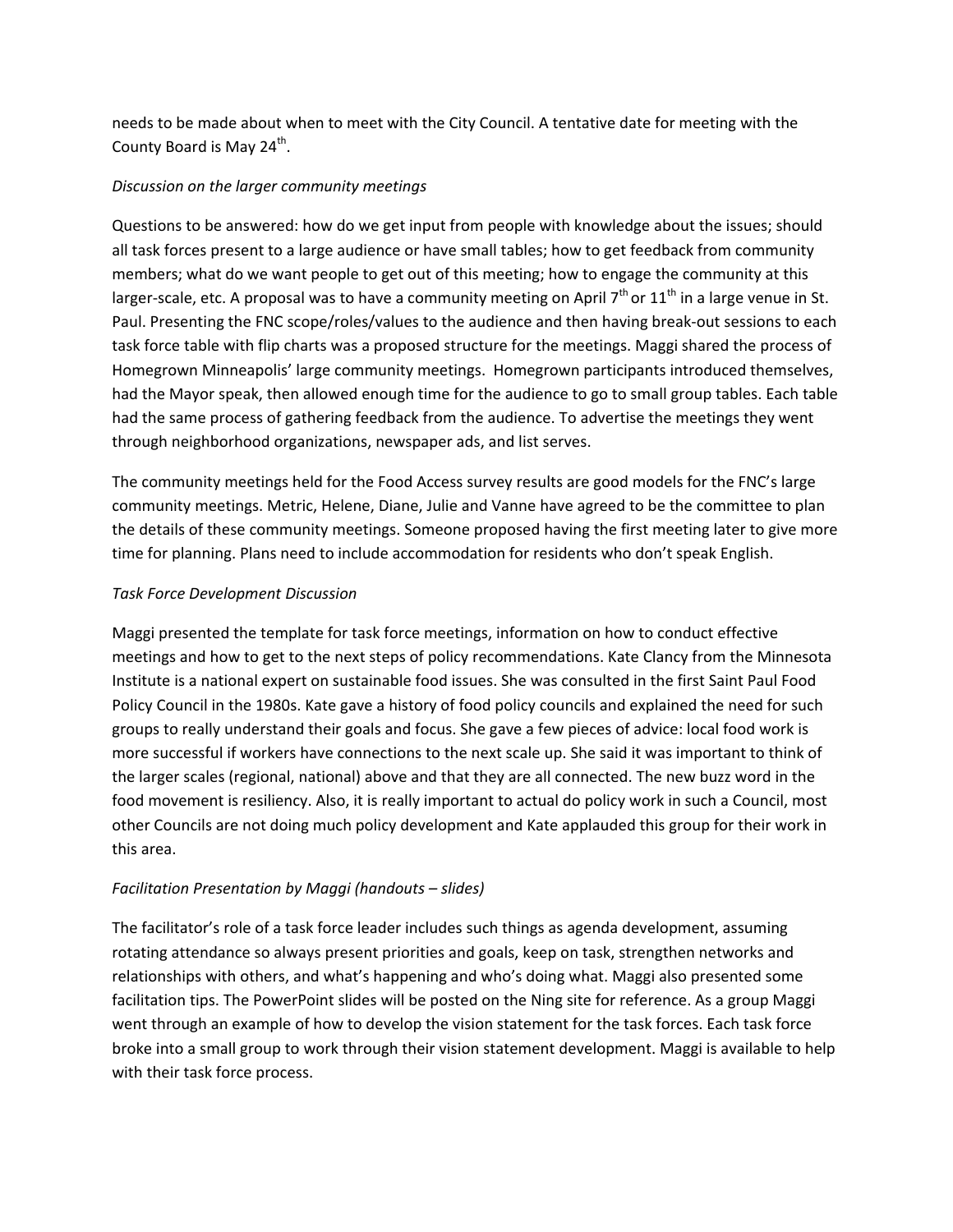needs to be made about when to meet with the City Council. A tentative date for meeting with the County Board is May 24th.

*Discussion on the larger community meetings*

Questions to be answered: how do we get input from people with knowledge about the issues; should all task forces present to a large audience or have small tables; how to get feedback from community members; what do we want people to get out of this meeting; how to engage the community at this larger-scale, etc. A proposal was to have a community meeting on April 7th or 11th in a large venue in St. Paul. Presenting the FNC scope/roles/values to the audience and then having break-out sessions to each task force table with flip charts was a proposed structure for the meetings. Maggi shared the process of Homegrown Minneapolis' large community meetings. Homegrown participants introduced themselves, had the Mayor speak, then allowed enough time for the audience to go to small group tables. Each table had the same process of gathering feedback from the audience. To advertise the meetings they went through neighborhood organizations, newspaper ads, and list serves.

The community meetings held for the Food Access survey results are good models for the FNC's large community meetings. Metric, Helene, Diane, Julie and Vanne have agreed to be the committee to plan the details of these community meetings. Someone proposed having the first meeting later to give more time for planning. Plans need to include accommodation for residents who don't speak English.

*Task Force Development Discussion*

Maggi presented the template for task force meetings, information on how to conduct effective meetings and how to get to the next steps of policy recommendations. Kate Clancy from the Minnesota Institute is a national expert on sustainable food issues. She was consulted in the first Saint Paul Food Policy Council in the 1980s. Kate gave a history of food policy councils and explained the need for such groups to really understand their goals and focus. She gave a few pieces of advice: local food work is more successful if workers have connections to the next scale up. She said it was important to think of the larger scales (regional, national) above and that they are all connected. The new buzz word in the food movement is resiliency. Also, it is really important to actual do policy work in such a Council, most other Councils are not doing much policy development and Kate applauded this group for their work in this area.

*Facilitation Presentation by Maggi (handouts – slides)*

The facilitator's role of a task force leader includes such things as agenda development, assuming rotating attendance so always present priorities and goals, keep on task, strengthen networks and relationships with others, and what's happening and who's doing what. Maggi also presented some facilitation tips. The PowerPoint slides will be posted on the Ning site for reference. As a group Maggi went through an example of how to develop the vision statement for the task forces. Each task force broke into a small group to work through their vision statement development. Maggi is available to help with their task force process.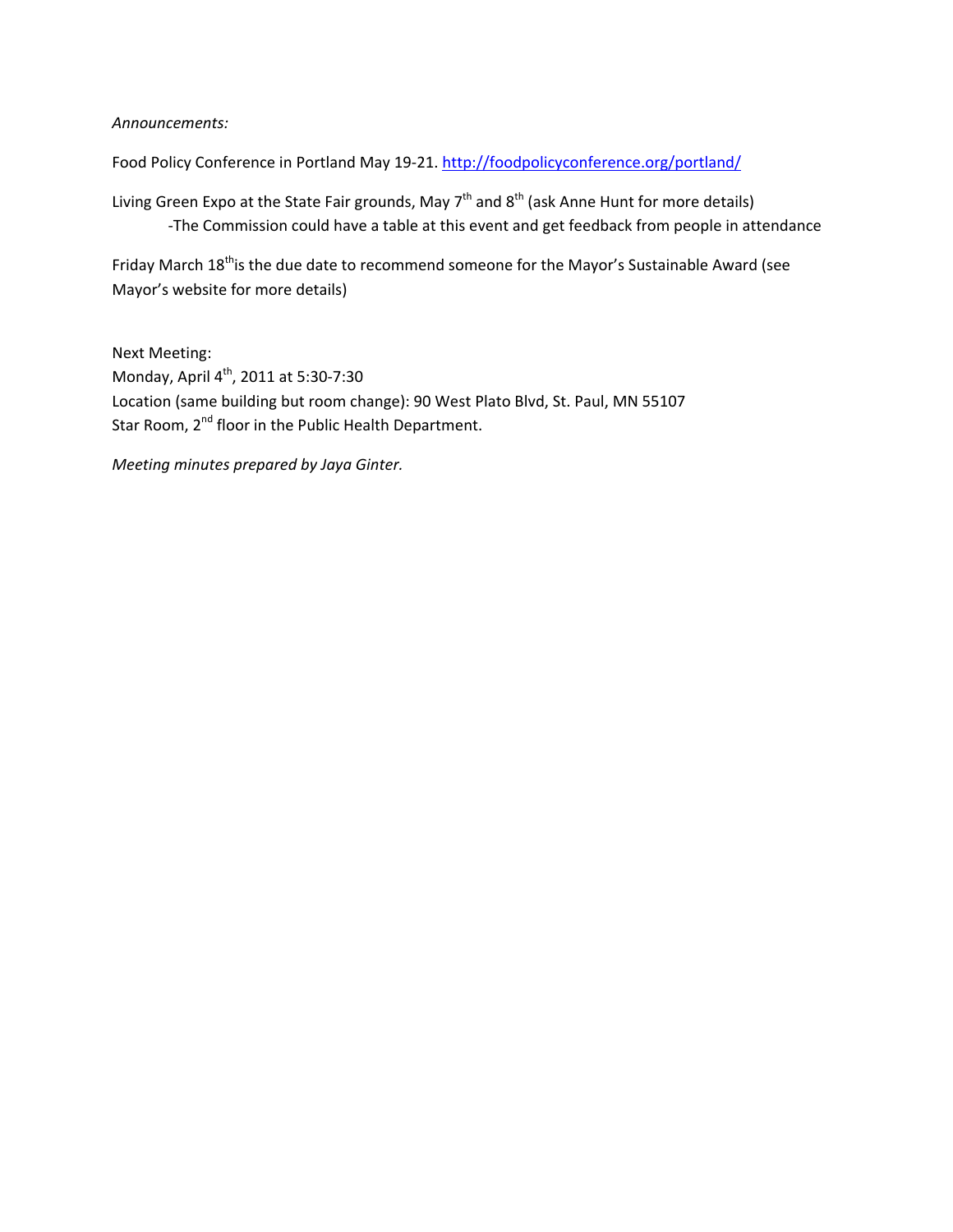*Announcements:*

Food Policy Conference in Portland May 19-21. [http://foodpolicyconference.org/portland/](http://foodpolicyconference.org/portland/)

Living Green Expo at the State Fair grounds, May 7th and 8th (ask Anne Hunt for more details)

-The Commission could have a table at this event and get feedback from people in attendance

Friday March 18th is the due date to recommend someone for the Mayor's Sustainable Award (see Mayor's website for more details)

Next Meeting:
Monday, April 4th, 2011 at 5:30-7:30
Location (same building but room change): 90 West Plato Blvd, St. Paul, MN 55107
Star Room, 2nd floor in the Public Health Department.

*Meeting minutes prepared by Jaya Ginter.*